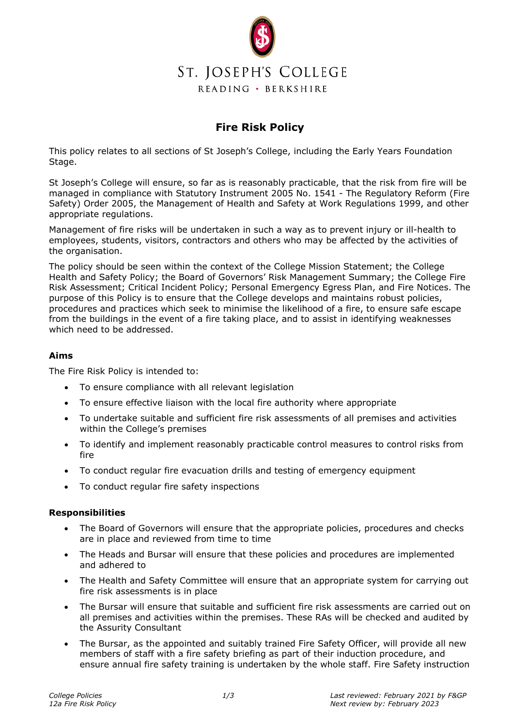# ST. JOSEPH'S COLLEGE

READING • BERKSHIRE

## Fire Risk Policy

This policy relates to all sections of St Joseph's College, including the Early Years Foundation Stage.

St Joseph's College will ensure, so far as is reasonably practicable, that the risk from fire will be managed in compliance with Statutory Instrument 2005 No. 1541 - The Regulatory Reform (Fire Safety) Order 2005, the Management of Health and Safety at Work Regulations 1999, and other appropriate regulations.

Management of fire risks will be undertaken in such a way as to prevent injury or ill-health to employees, students, visitors, contractors and others who may be affected by the activities of the organisation.

The policy should be seen within the context of the College Mission Statement; the College Health and Safety Policy; the Board of Governors' Risk Management Summary; the College Fire Risk Assessment; Critical Incident Policy; Personal Emergency Egress Plan, and Fire Notices. The purpose of this Policy is to ensure that the College develops and maintains robust policies, procedures and practices which seek to minimise the likelihood of a fire, to ensure safe escape from the buildings in the event of a fire taking place, and to assist in identifying weaknesses which need to be addressed.

### Aims

The Fire Risk Policy is intended to:

- To ensure compliance with all relevant legislation
- To ensure effective liaison with the local fire authority where appropriate
- To undertake suitable and sufficient fire risk assessments of all premises and activities within the College's premises
- To identify and implement reasonably practicable control measures to control risks from fire
- To conduct regular fire evacuation drills and testing of emergency equipment
- To conduct regular fire safety inspections

### Responsibilities

- The Board of Governors will ensure that the appropriate policies, procedures and checks are in place and reviewed from time to time
- The Heads and Bursar will ensure that these policies and procedures are implemented and adhered to
- The Health and Safety Committee will ensure that an appropriate system for carrying out fire risk assessments is in place
- The Bursar will ensure that suitable and sufficient fire risk assessments are carried out on all premises and activities within the premises. These RAs will be checked and audited by the Assurity Consultant
- The Bursar, as the appointed and suitably trained Fire Safety Officer, will provide all new members of staff with a fire safety briefing as part of their induction procedure, and ensure annual fire safety training is undertaken by the whole staff. Fire Safety instruction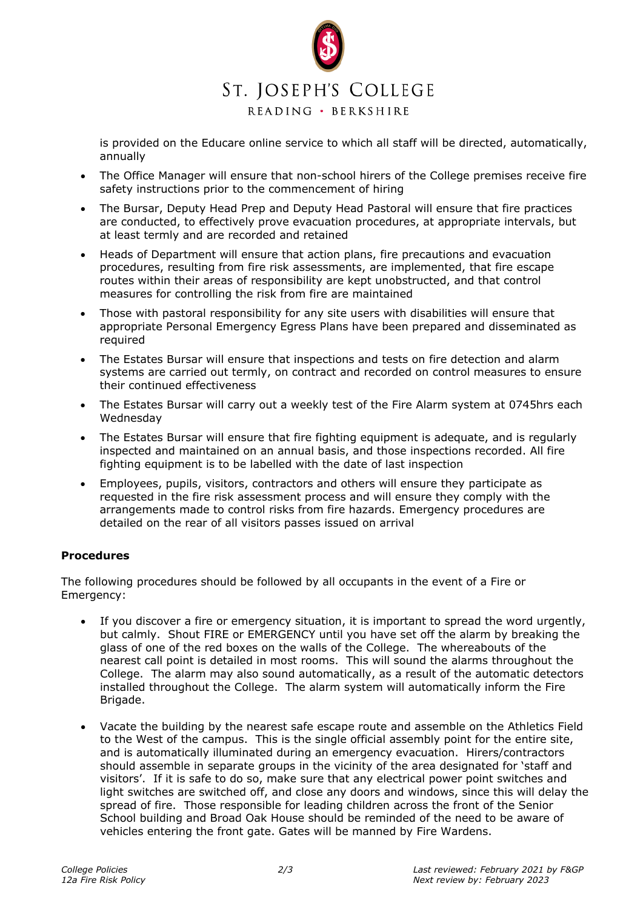is provided on the Educare online service to which all staff will be directed, automatically, annually

- The Office Manager will ensure that non-school hirers of the College premises receive fire safety instructions prior to the commencement of hiring
- The Bursar, Deputy Head Prep and Deputy Head Pastoral will ensure that fire practices are conducted, to effectively prove evacuation procedures, at appropriate intervals, but at least termly and are recorded and retained
- Heads of Department will ensure that action plans, fire precautions and evacuation procedures, resulting from fire risk assessments, are implemented, that fire escape routes within their areas of responsibility are kept unobstructed, and that control measures for controlling the risk from fire are maintained
- Those with pastoral responsibility for any site users with disabilities will ensure that appropriate Personal Emergency Egress Plans have been prepared and disseminated as required
- The Estates Bursar will ensure that inspections and tests on fire detection and alarm systems are carried out termly, on contract and recorded on control measures to ensure their continued effectiveness
- The Estates Bursar will carry out a weekly test of the Fire Alarm system at 0745hrs each Wednesday
- The Estates Bursar will ensure that fire fighting equipment is adequate, and is regularly inspected and maintained on an annual basis, and those inspections recorded. All fire fighting equipment is to be labelled with the date of last inspection
- Employees, pupils, visitors, contractors and others will ensure they participate as requested in the fire risk assessment process and will ensure they comply with the arrangements made to control risks from fire hazards. Emergency procedures are detailed on the rear of all visitors passes issued on arrival

**Procedures**

The following procedures should be followed by all occupants in the event of a Fire or Emergency:

- If you discover a fire or emergency situation, it is important to spread the word urgently, but calmly. Shout FIRE or EMERGENCY until you have set off the alarm by breaking the glass of one of the red boxes on the walls of the College. The whereabouts of the nearest call point is detailed in most rooms. This will sound the alarms throughout the College. The alarm may also sound automatically, as a result of the automatic detectors installed throughout the College. The alarm system will automatically inform the Fire Brigade.
- Vacate the building by the nearest safe escape route and assemble on the Athletics Field to the West of the campus. This is the single official assembly point for the entire site, and is automatically illuminated during an emergency evacuation. Hirers/contractors should assemble in separate groups in the vicinity of the area designated for 'staff and visitors'. If it is safe to do so, make sure that any electrical power point switches and light switches are switched off, and close any doors and windows, since this will delay the spread of fire. Those responsible for leading children across the front of the Senior School building and Broad Oak House should be reminded of the need to be aware of vehicles entering the front gate. Gates will be manned by Fire Wardens.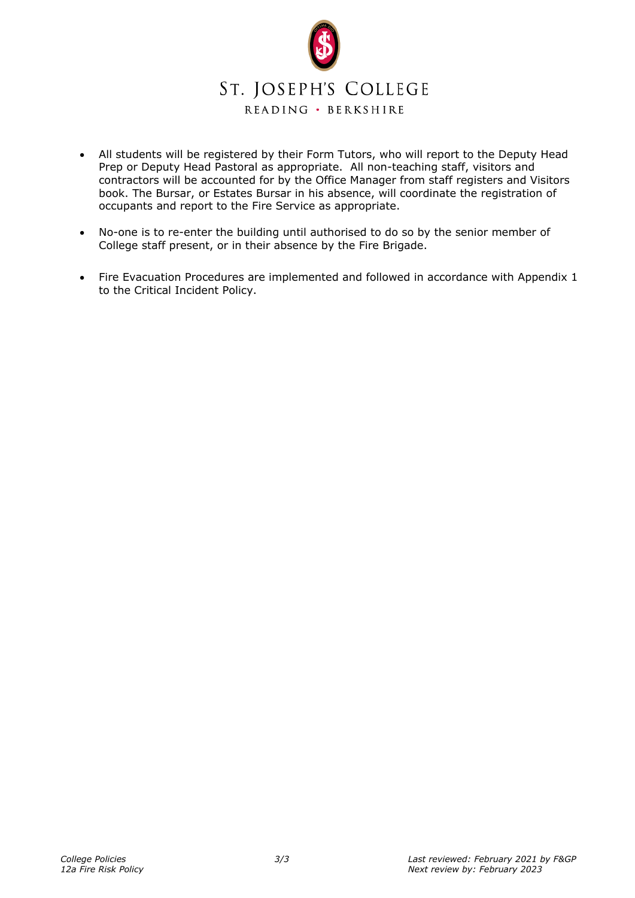- All students will be registered by their Form Tutors, who will report to the Deputy Head Prep or Deputy Head Pastoral as appropriate. All non-teaching staff, visitors and contractors will be accounted for by the Office Manager from staff registers and Visitors book. The Bursar, or Estates Bursar in his absence, will coordinate the registration of occupants and report to the Fire Service as appropriate.

- No-one is to re-enter the building until authorised to do so by the senior member of College staff present, or in their absence by the Fire Brigade.

- Fire Evacuation Procedures are implemented and followed in accordance with Appendix 1 to the Critical Incident Policy.